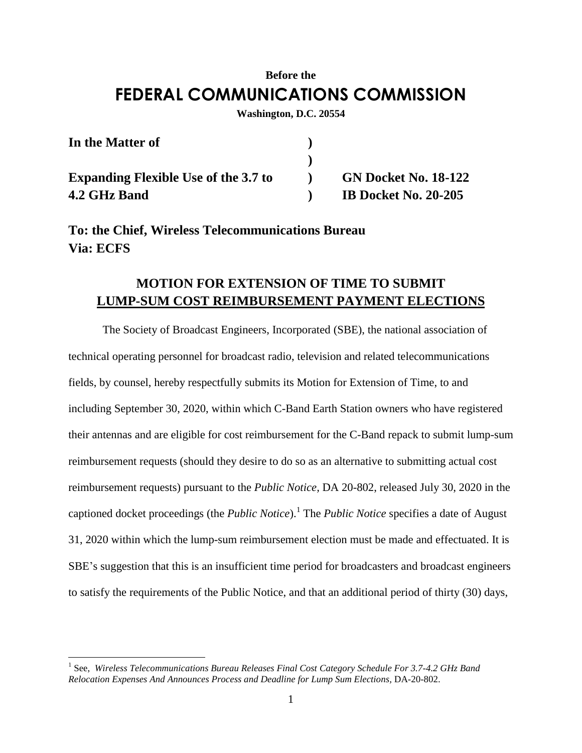**Before the**

# FEDERAL COMMUNICATIONS COMMISSION

**Washington, D.C. 20554**

| | | |
|---|---|---|
| **In the Matter of** | **)** | |
| | **)** | |
| **Expanding Flexible Use of the 3.7 to** | **)** | **GN Docket No. 18-122** |
| **4.2 GHz Band** | **)** | **IB Docket No. 20-205** |

**To: the Chief, Wireless Telecommunications Bureau**
**Via: ECFS**

## MOTION FOR EXTENSION OF TIME TO SUBMIT LUMP-SUM COST REIMBURSEMENT PAYMENT ELECTIONS

The Society of Broadcast Engineers, Incorporated (SBE), the national association of technical operating personnel for broadcast radio, television and related telecommunications fields, by counsel, hereby respectfully submits its Motion for Extension of Time, to and including September 30, 2020, within which C-Band Earth Station owners who have registered their antennas and are eligible for cost reimbursement for the C-Band repack to submit lump-sum reimbursement requests (should they desire to do so as an alternative to submitting actual cost reimbursement requests) pursuant to the *Public Notice*, DA 20-802, released July 30, 2020 in the captioned docket proceedings (the *Public Notice*).[1] The *Public Notice* specifies a date of August 31, 2020 within which the lump-sum reimbursement election must be made and effectuated. It is SBE's suggestion that this is an insufficient time period for broadcasters and broadcast engineers to satisfy the requirements of the Public Notice, and that an additional period of thirty (30) days,

---

[1] See, *Wireless Telecommunications Bureau Releases Final Cost Category Schedule For 3.7-4.2 GHz Band Relocation Expenses And Announces Process and Deadline for Lump Sum Elections*, DA-20-802.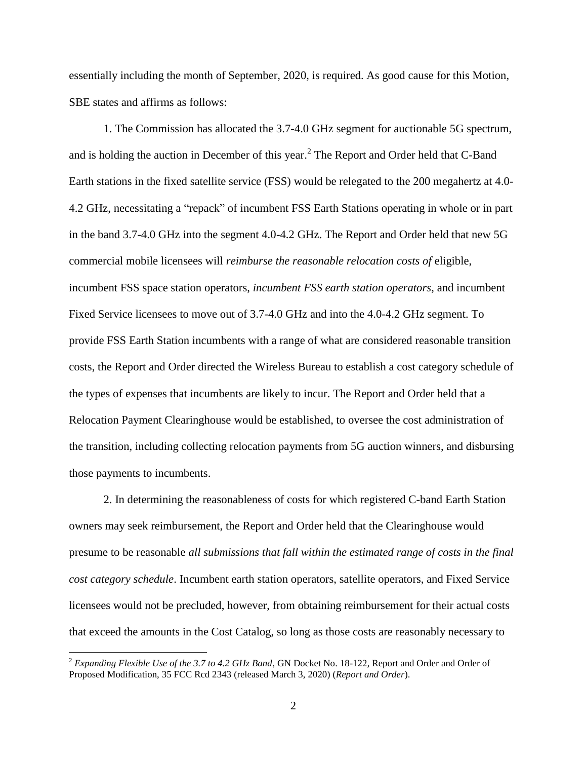essentially including the month of September, 2020, is required. As good cause for this Motion, SBE states and affirms as follows:

1. The Commission has allocated the 3.7-4.0 GHz segment for auctionable 5G spectrum, and is holding the auction in December of this year.[2] The Report and Order held that C-Band Earth stations in the fixed satellite service (FSS) would be relegated to the 200 megahertz at 4.0-4.2 GHz, necessitating a "repack" of incumbent FSS Earth Stations operating in whole or in part in the band 3.7-4.0 GHz into the segment 4.0-4.2 GHz. The Report and Order held that new 5G commercial mobile licensees will *reimburse the reasonable relocation costs of* eligible, incumbent FSS space station operators, *incumbent FSS earth station operators,* and incumbent Fixed Service licensees to move out of 3.7-4.0 GHz and into the 4.0-4.2 GHz segment. To provide FSS Earth Station incumbents with a range of what are considered reasonable transition costs, the Report and Order directed the Wireless Bureau to establish a cost category schedule of the types of expenses that incumbents are likely to incur. The Report and Order held that a Relocation Payment Clearinghouse would be established, to oversee the cost administration of the transition, including collecting relocation payments from 5G auction winners, and disbursing those payments to incumbents.

2. In determining the reasonableness of costs for which registered C-band Earth Station owners may seek reimbursement, the Report and Order held that the Clearinghouse would presume to be reasonable *all submissions that fall within the estimated range of costs in the final cost category schedule*. Incumbent earth station operators, satellite operators, and Fixed Service licensees would not be precluded, however, from obtaining reimbursement for their actual costs that exceed the amounts in the Cost Catalog, so long as those costs are reasonably necessary to

---

[2] *Expanding Flexible Use of the 3.7 to 4.2 GHz Band*, GN Docket No. 18-122, Report and Order and Order of Proposed Modification, 35 FCC Rcd 2343 (released March 3, 2020) (*Report and Order*).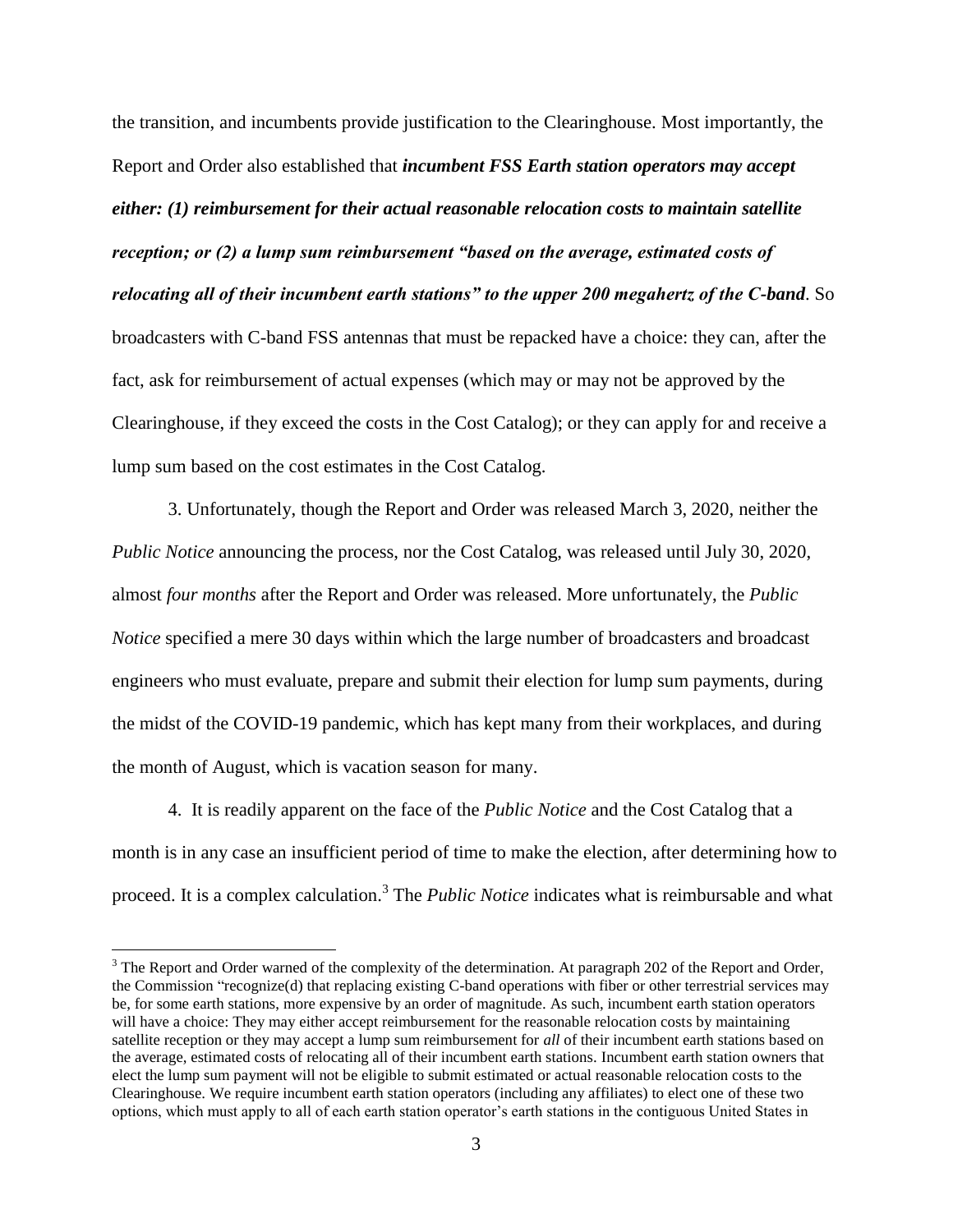the transition, and incumbents provide justification to the Clearinghouse. Most importantly, the Report and Order also established that ***incumbent FSS Earth station operators may accept either: (1) reimbursement for their actual reasonable relocation costs to maintain satellite reception; or (2) a lump sum reimbursement "based on the average, estimated costs of relocating all of their incumbent earth stations" to the upper 200 megahertz of the C-band***. So broadcasters with C-band FSS antennas that must be repacked have a choice: they can, after the fact, ask for reimbursement of actual expenses (which may or may not be approved by the Clearinghouse, if they exceed the costs in the Cost Catalog); or they can apply for and receive a lump sum based on the cost estimates in the Cost Catalog.

3. Unfortunately, though the Report and Order was released March 3, 2020, neither the *Public Notice* announcing the process, nor the Cost Catalog, was released until July 30, 2020, almost *four months* after the Report and Order was released. More unfortunately, the *Public Notice* specified a mere 30 days within which the large number of broadcasters and broadcast engineers who must evaluate, prepare and submit their election for lump sum payments, during the midst of the COVID-19 pandemic, which has kept many from their workplaces, and during the month of August, which is vacation season for many.

4. It is readily apparent on the face of the *Public Notice* and the Cost Catalog that a month is in any case an insufficient period of time to make the election, after determining how to proceed. It is a complex calculation.[3] The *Public Notice* indicates what is reimbursable and what

---

[3] The Report and Order warned of the complexity of the determination. At paragraph 202 of the Report and Order, the Commission "recognize(d) that replacing existing C-band operations with fiber or other terrestrial services may be, for some earth stations, more expensive by an order of magnitude. As such, incumbent earth station operators will have a choice: They may either accept reimbursement for the reasonable relocation costs by maintaining satellite reception or they may accept a lump sum reimbursement for *all* of their incumbent earth stations based on the average, estimated costs of relocating all of their incumbent earth stations. Incumbent earth station owners that elect the lump sum payment will not be eligible to submit estimated or actual reasonable relocation costs to the Clearinghouse. We require incumbent earth station operators (including any affiliates) to elect one of these two options, which must apply to all of each earth station operator's earth stations in the contiguous United States in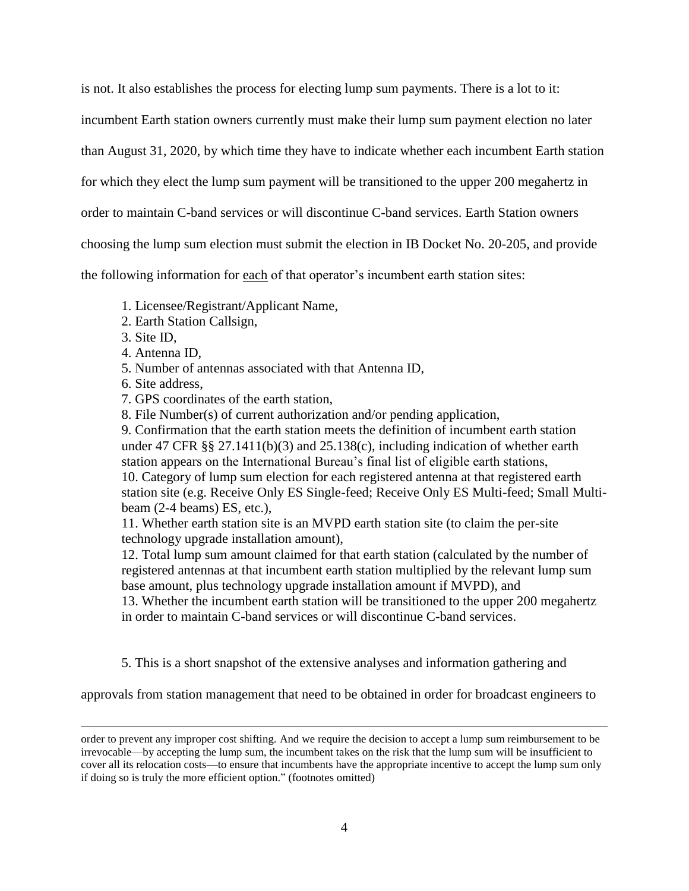is not. It also establishes the process for electing lump sum payments. There is a lot to it: incumbent Earth station owners currently must make their lump sum payment election no later than August 31, 2020, by which time they have to indicate whether each incumbent Earth station for which they elect the lump sum payment will be transitioned to the upper 200 megahertz in order to maintain C-band services or will discontinue C-band services. Earth Station owners choosing the lump sum election must submit the election in IB Docket No. 20-205, and provide the following information for each of that operator's incumbent earth station sites:

1. Licensee/Registrant/Applicant Name,
2. Earth Station Callsign,
3. Site ID,
4. Antenna ID,
5. Number of antennas associated with that Antenna ID,
6. Site address,
7. GPS coordinates of the earth station,
8. File Number(s) of current authorization and/or pending application,
9. Confirmation that the earth station meets the definition of incumbent earth station under 47 CFR §§ 27.1411(b)(3) and 25.138(c), including indication of whether earth station appears on the International Bureau's final list of eligible earth stations,
10. Category of lump sum election for each registered antenna at that registered earth station site (e.g. Receive Only ES Single-feed; Receive Only ES Multi-feed; Small Multi-beam (2-4 beams) ES, etc.),
11. Whether earth station site is an MVPD earth station site (to claim the per-site technology upgrade installation amount),
12. Total lump sum amount claimed for that earth station (calculated by the number of registered antennas at that incumbent earth station multiplied by the relevant lump sum base amount, plus technology upgrade installation amount if MVPD), and
13. Whether the incumbent earth station will be transitioned to the upper 200 megahertz in order to maintain C-band services or will discontinue C-band services.

5. This is a short snapshot of the extensive analyses and information gathering and approvals from station management that need to be obtained in order for broadcast engineers to

---

order to prevent any improper cost shifting. And we require the decision to accept a lump sum reimbursement to be irrevocable—by accepting the lump sum, the incumbent takes on the risk that the lump sum will be insufficient to cover all its relocation costs—to ensure that incumbents have the appropriate incentive to accept the lump sum only if doing so is truly the more efficient option." (footnotes omitted)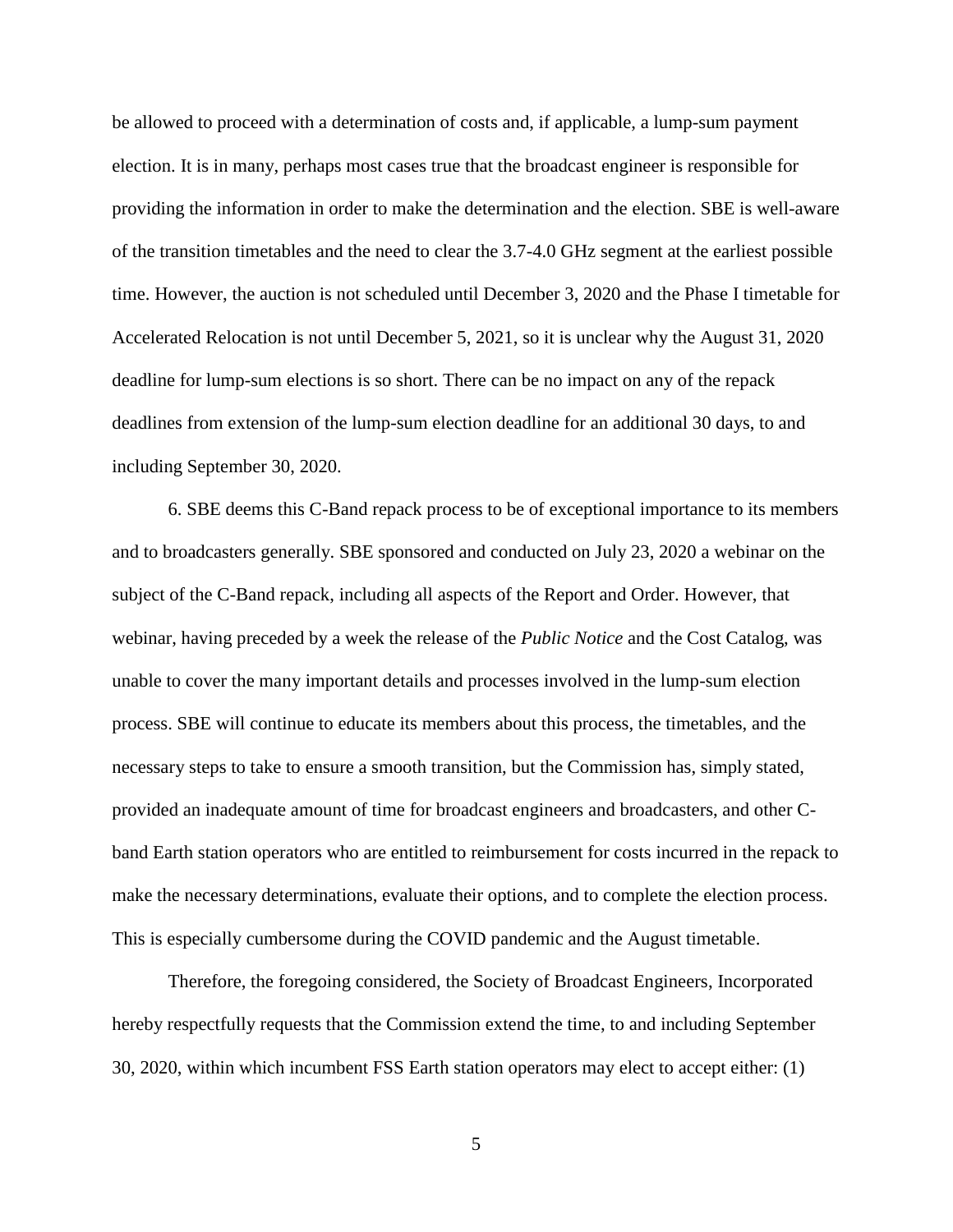be allowed to proceed with a determination of costs and, if applicable, a lump-sum payment election. It is in many, perhaps most cases true that the broadcast engineer is responsible for providing the information in order to make the determination and the election. SBE is well-aware of the transition timetables and the need to clear the 3.7-4.0 GHz segment at the earliest possible time. However, the auction is not scheduled until December 3, 2020 and the Phase I timetable for Accelerated Relocation is not until December 5, 2021, so it is unclear why the August 31, 2020 deadline for lump-sum elections is so short. There can be no impact on any of the repack deadlines from extension of the lump-sum election deadline for an additional 30 days, to and including September 30, 2020.

6. SBE deems this C-Band repack process to be of exceptional importance to its members and to broadcasters generally. SBE sponsored and conducted on July 23, 2020 a webinar on the subject of the C-Band repack, including all aspects of the Report and Order. However, that webinar, having preceded by a week the release of the *Public Notice* and the Cost Catalog, was unable to cover the many important details and processes involved in the lump-sum election process. SBE will continue to educate its members about this process, the timetables, and the necessary steps to take to ensure a smooth transition, but the Commission has, simply stated, provided an inadequate amount of time for broadcast engineers and broadcasters, and other C-band Earth station operators who are entitled to reimbursement for costs incurred in the repack to make the necessary determinations, evaluate their options, and to complete the election process. This is especially cumbersome during the COVID pandemic and the August timetable.

Therefore, the foregoing considered, the Society of Broadcast Engineers, Incorporated hereby respectfully requests that the Commission extend the time, to and including September 30, 2020, within which incumbent FSS Earth station operators may elect to accept either: (1)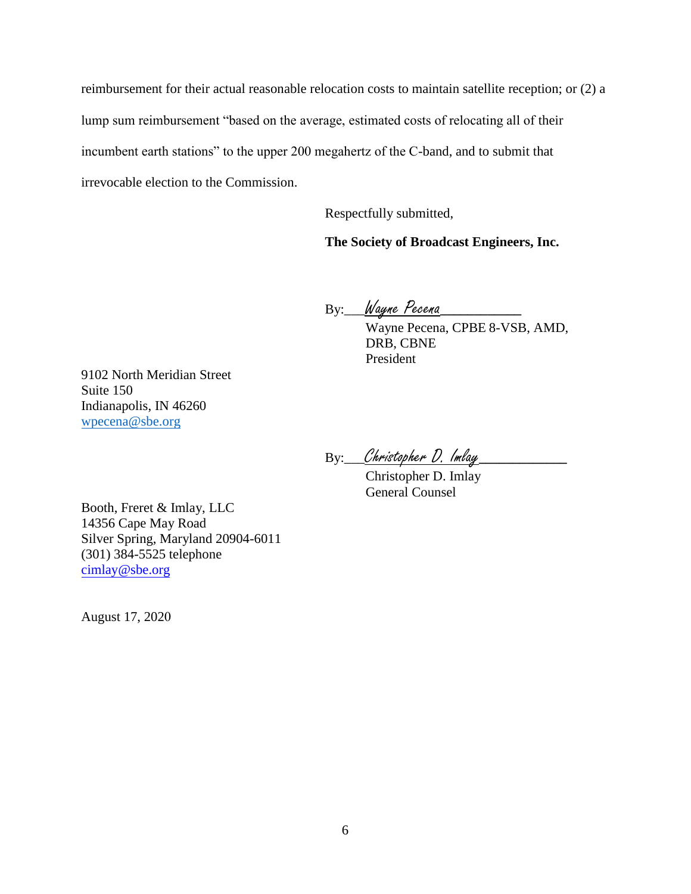reimbursement for their actual reasonable relocation costs to maintain satellite reception; or (2) a lump sum reimbursement "based on the average, estimated costs of relocating all of their incumbent earth stations" to the upper 200 megahertz of the C-band, and to submit that irrevocable election to the Commission.

Respectfully submitted,

**The Society of Broadcast Engineers, Inc.**

By:___*Wayne Pecena*___________
Wayne Pecena, CPBE 8-VSB, AMD, DRB, CBNE
President

9102 North Meridian Street
Suite 150
Indianapolis, IN 46260
wpecena@sbe.org

By:___*Christopher D. Imlay*___________
Christopher D. Imlay
General Counsel

Booth, Freret & Imlay, LLC
14356 Cape May Road
Silver Spring, Maryland 20904-6011
(301) 384-5525 telephone
cimlay@sbe.org

August 17, 2020